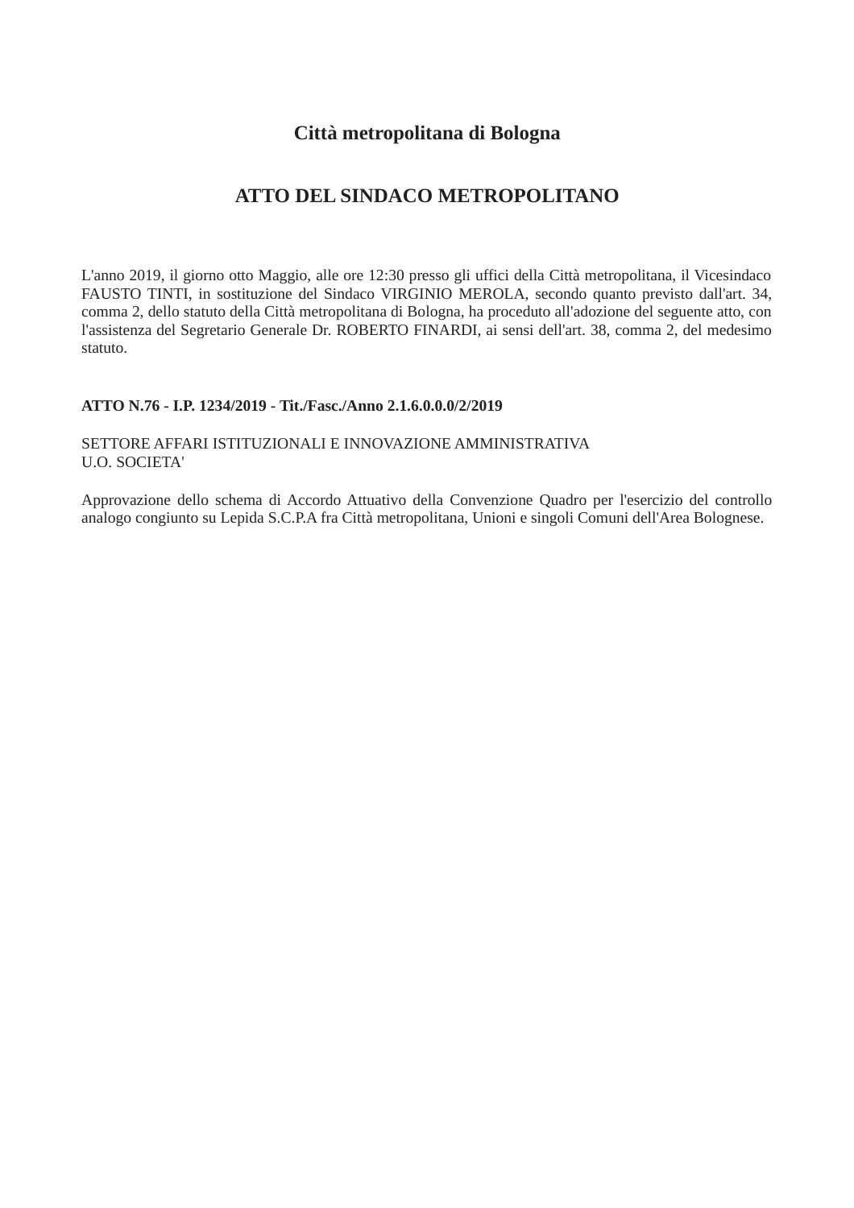# Città metropolitana di Bologna

## ATTO DEL SINDACO METROPOLITANO

L'anno 2019, il giorno otto Maggio, alle ore 12:30 presso gli uffici della Città metropolitana, il Vicesindaco FAUSTO TINTI, in sostituzione del Sindaco VIRGINIO MEROLA, secondo quanto previsto dall'art. 34, comma 2, dello statuto della Città metropolitana di Bologna, ha proceduto all'adozione del seguente atto, con l'assistenza del Segretario Generale Dr. ROBERTO FINARDI, ai sensi dell'art. 38, comma 2, del medesimo statuto.

**ATTO N.76 - I.P. 1234/2019 - Tit./Fasc./Anno 2.1.6.0.0.0/2/2019**

SETTORE AFFARI ISTITUZIONALI E INNOVAZIONE AMMINISTRATIVA
U.O. SOCIETA'

Approvazione dello schema di Accordo Attuativo della Convenzione Quadro per l'esercizio del controllo analogo congiunto su Lepida S.C.P.A fra Città metropolitana, Unioni e singoli Comuni dell'Area Bolognese.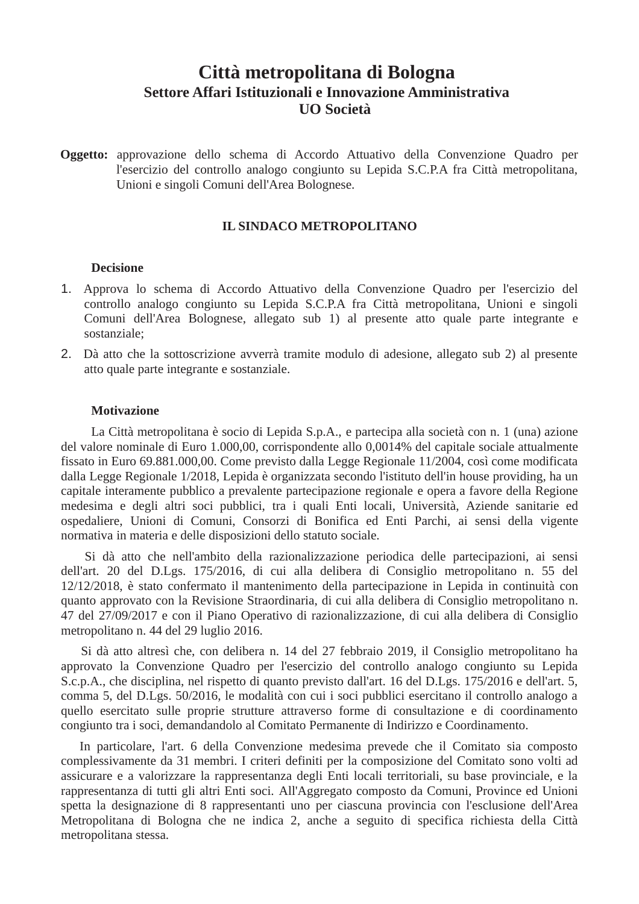# Città metropolitana di Bologna

## Settore Affari Istituzionali e Innovazione Amministrativa

## UO Società

**Oggetto:** approvazione dello schema di Accordo Attuativo della Convenzione Quadro per l'esercizio del controllo analogo congiunto su Lepida S.C.P.A fra Città metropolitana, Unioni e singoli Comuni dell'Area Bolognese.

### IL SINDACO METROPOLITANO

**Decisione**

1. Approva lo schema di Accordo Attuativo della Convenzione Quadro per l'esercizio del controllo analogo congiunto su Lepida S.C.P.A fra Città metropolitana, Unioni e singoli Comuni dell'Area Bolognese, allegato sub 1) al presente atto quale parte integrante e sostanziale;
2. Dà atto che la sottoscrizione avverrà tramite modulo di adesione, allegato sub 2) al presente atto quale parte integrante e sostanziale.

**Motivazione**

La Città metropolitana è socio di Lepida S.p.A., e partecipa alla società con n. 1 (una) azione del valore nominale di Euro 1.000,00, corrispondente allo 0,0014% del capitale sociale attualmente fissato in Euro 69.881.000,00. Come previsto dalla Legge Regionale 11/2004, così come modificata dalla Legge Regionale 1/2018, Lepida è organizzata secondo l'istituto dell'in house providing, ha un capitale interamente pubblico a prevalente partecipazione regionale e opera a favore della Regione medesima e degli altri soci pubblici, tra i quali Enti locali, Università, Aziende sanitarie ed ospedaliere, Unioni di Comuni, Consorzi di Bonifica ed Enti Parchi, ai sensi della vigente normativa in materia e delle disposizioni dello statuto sociale.

Si dà atto che nell'ambito della razionalizzazione periodica delle partecipazioni, ai sensi dell'art. 20 del D.Lgs. 175/2016, di cui alla delibera di Consiglio metropolitano n. 55 del 12/12/2018, è stato confermato il mantenimento della partecipazione in Lepida in continuità con quanto approvato con la Revisione Straordinaria, di cui alla delibera di Consiglio metropolitano n. 47 del 27/09/2017 e con il Piano Operativo di razionalizzazione, di cui alla delibera di Consiglio metropolitano n. 44 del 29 luglio 2016.

Si dà atto altresì che, con delibera n. 14 del 27 febbraio 2019, il Consiglio metropolitano ha approvato la Convenzione Quadro per l'esercizio del controllo analogo congiunto su Lepida S.c.p.A., che disciplina, nel rispetto di quanto previsto dall'art. 16 del D.Lgs. 175/2016 e dell'art. 5, comma 5, del D.Lgs. 50/2016, le modalità con cui i soci pubblici esercitano il controllo analogo a quello esercitato sulle proprie strutture attraverso forme di consultazione e di coordinamento congiunto tra i soci, demandandolo al Comitato Permanente di Indirizzo e Coordinamento.

In particolare, l'art. 6 della Convenzione medesima prevede che il Comitato sia composto complessivamente da 31 membri. I criteri definiti per la composizione del Comitato sono volti ad assicurare e a valorizzare la rappresentanza degli Enti locali territoriali, su base provinciale, e la rappresentanza di tutti gli altri Enti soci. All'Aggregato composto da Comuni, Province ed Unioni spetta la designazione di 8 rappresentanti uno per ciascuna provincia con l'esclusione dell'Area Metropolitana di Bologna che ne indica 2, anche a seguito di specifica richiesta della Città metropolitana stessa.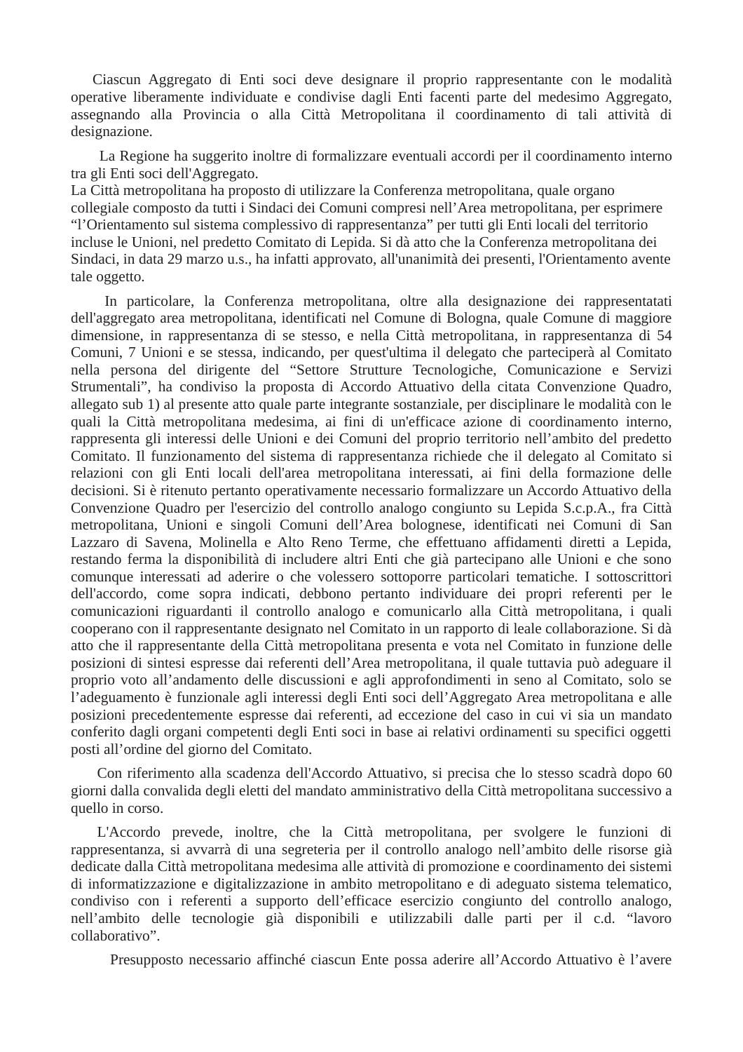Ciascun Aggregato di Enti soci deve designare il proprio rappresentante con le modalità operative liberamente individuate e condivise dagli Enti facenti parte del medesimo Aggregato, assegnando alla Provincia o alla Città Metropolitana il coordinamento di tali attività di designazione.

La Regione ha suggerito inoltre di formalizzare eventuali accordi per il coordinamento interno tra gli Enti soci dell'Aggregato.
La Città metropolitana ha proposto di utilizzare la Conferenza metropolitana, quale organo collegiale composto da tutti i Sindaci dei Comuni compresi nell'Area metropolitana, per esprimere "l'Orientamento sul sistema complessivo di rappresentanza" per tutti gli Enti locali del territorio incluse le Unioni, nel predetto Comitato di Lepida. Si dà atto che la Conferenza metropolitana dei Sindaci, in data 29 marzo u.s., ha infatti approvato, all'unanimità dei presenti, l'Orientamento avente tale oggetto.

In particolare, la Conferenza metropolitana, oltre alla designazione dei rappresentatati dell'aggregato area metropolitana, identificati nel Comune di Bologna, quale Comune di maggiore dimensione, in rappresentanza di se stesso, e nella Città metropolitana, in rappresentanza di 54 Comuni, 7 Unioni e se stessa, indicando, per quest'ultima il delegato che parteciperà al Comitato nella persona del dirigente del "Settore Strutture Tecnologiche, Comunicazione e Servizi Strumentali", ha condiviso la proposta di Accordo Attuativo della citata Convenzione Quadro, allegato sub 1) al presente atto quale parte integrante sostanziale, per disciplinare le modalità con le quali la Città metropolitana medesima, ai fini di un'efficace azione di coordinamento interno, rappresenta gli interessi delle Unioni e dei Comuni del proprio territorio nell'ambito del predetto Comitato. Il funzionamento del sistema di rappresentanza richiede che il delegato al Comitato si relazioni con gli Enti locali dell'area metropolitana interessati, ai fini della formazione delle decisioni. Si è ritenuto pertanto operativamente necessario formalizzare un Accordo Attuativo della Convenzione Quadro per l'esercizio del controllo analogo congiunto su Lepida S.c.p.A., fra Città metropolitana, Unioni e singoli Comuni dell'Area bolognese, identificati nei Comuni di San Lazzaro di Savena, Molinella e Alto Reno Terme, che effettuano affidamenti diretti a Lepida, restando ferma la disponibilità di includere altri Enti che già partecipano alle Unioni e che sono comunque interessati ad aderire o che volessero sottoporre particolari tematiche. I sottoscrittori dell'accordo, come sopra indicati, debbono pertanto individuare dei propri referenti per le comunicazioni riguardanti il controllo analogo e comunicarlo alla Città metropolitana, i quali cooperano con il rappresentante designato nel Comitato in un rapporto di leale collaborazione. Si dà atto che il rappresentante della Città metropolitana presenta e vota nel Comitato in funzione delle posizioni di sintesi espresse dai referenti dell'Area metropolitana, il quale tuttavia può adeguare il proprio voto all'andamento delle discussioni e agli approfondimenti in seno al Comitato, solo se l'adeguamento è funzionale agli interessi degli Enti soci dell'Aggregato Area metropolitana e alle posizioni precedentemente espresse dai referenti, ad eccezione del caso in cui vi sia un mandato conferito dagli organi competenti degli Enti soci in base ai relativi ordinamenti su specifici oggetti posti all'ordine del giorno del Comitato.

Con riferimento alla scadenza dell'Accordo Attuativo, si precisa che lo stesso scadrà dopo 60 giorni dalla convalida degli eletti del mandato amministrativo della Città metropolitana successivo a quello in corso.

L'Accordo prevede, inoltre, che la Città metropolitana, per svolgere le funzioni di rappresentanza, si avvarrà di una segreteria per il controllo analogo nell'ambito delle risorse già dedicate dalla Città metropolitana medesima alle attività di promozione e coordinamento dei sistemi di informatizzazione e digitalizzazione in ambito metropolitano e di adeguato sistema telematico, condiviso con i referenti a supporto dell'efficace esercizio congiunto del controllo analogo, nell'ambito delle tecnologie già disponibili e utilizzabili dalle parti per il c.d. "lavoro collaborativo".

Presupposto necessario affinché ciascun Ente possa aderire all'Accordo Attuativo è l'avere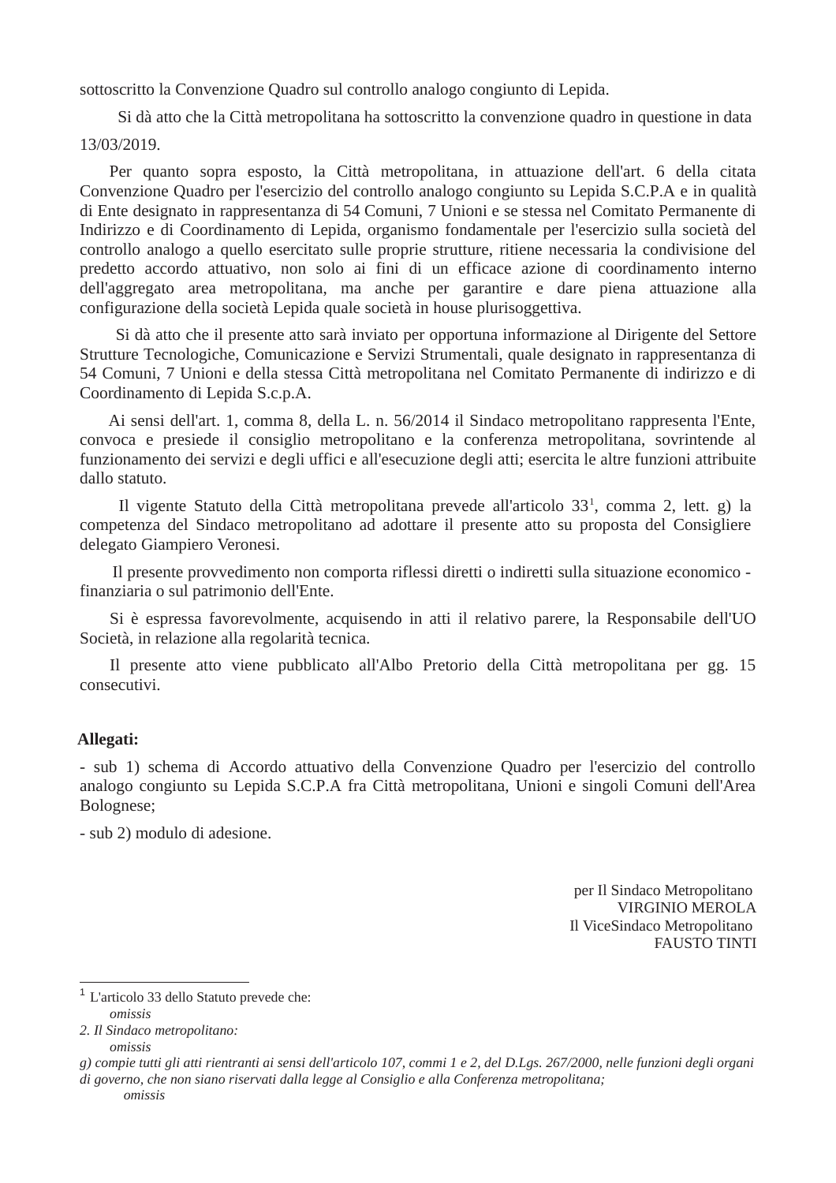sottoscritto la Convenzione Quadro sul controllo analogo congiunto di Lepida.

Si dà atto che la Città metropolitana ha sottoscritto la convenzione quadro in questione in data 13/03/2019.

Per quanto sopra esposto, la Città metropolitana, in attuazione dell'art. 6 della citata Convenzione Quadro per l'esercizio del controllo analogo congiunto su Lepida S.C.P.A e in qualità di Ente designato in rappresentanza di 54 Comuni, 7 Unioni e se stessa nel Comitato Permanente di Indirizzo e di Coordinamento di Lepida, organismo fondamentale per l'esercizio sulla società del controllo analogo a quello esercitato sulle proprie strutture, ritiene necessaria la condivisione del predetto accordo attuativo, non solo ai fini di un efficace azione di coordinamento interno dell'aggregato area metropolitana, ma anche per garantire e dare piena attuazione alla configurazione della società Lepida quale società in house plurisoggettiva.

Si dà atto che il presente atto sarà inviato per opportuna informazione al Dirigente del Settore Strutture Tecnologiche, Comunicazione e Servizi Strumentali, quale designato in rappresentanza di 54 Comuni, 7 Unioni e della stessa Città metropolitana nel Comitato Permanente di indirizzo e di Coordinamento di Lepida S.c.p.A.

Ai sensi dell'art. 1, comma 8, della L. n. 56/2014 il Sindaco metropolitano rappresenta l'Ente, convoca e presiede il consiglio metropolitano e la conferenza metropolitana, sovrintende al funzionamento dei servizi e degli uffici e all'esecuzione degli atti; esercita le altre funzioni attribuite dallo statuto.

Il vigente Statuto della Città metropolitana prevede all'articolo 33[1], comma 2, lett. g) la competenza del Sindaco metropolitano ad adottare il presente atto su proposta del Consigliere delegato Giampiero Veronesi.

Il presente provvedimento non comporta riflessi diretti o indiretti sulla situazione economico - finanziaria o sul patrimonio dell'Ente.

Si è espressa favorevolmente, acquisendo in atti il relativo parere, la Responsabile dell'UO Società, in relazione alla regolarità tecnica.

Il presente atto viene pubblicato all'Albo Pretorio della Città metropolitana per gg. 15 consecutivi.

**Allegati:**

- sub 1) schema di Accordo attuativo della Convenzione Quadro per l'esercizio del controllo analogo congiunto su Lepida S.C.P.A fra Città metropolitana, Unioni e singoli Comuni dell'Area Bolognese;

- sub 2) modulo di adesione.

per Il Sindaco Metropolitano
VIRGINIO MEROLA
Il ViceSindaco Metropolitano
FAUSTO TINTI

---

[1] L'articolo 33 dello Statuto prevede che:
*omissis*
*2. Il Sindaco metropolitano:*
*omissis*
*g) compie tutti gli atti rientranti ai sensi dell'articolo 107, commi 1 e 2, del D.Lgs. 267/2000, nelle funzioni degli organi di governo, che non siano riservati dalla legge al Consiglio e alla Conferenza metropolitana;*
*omissis*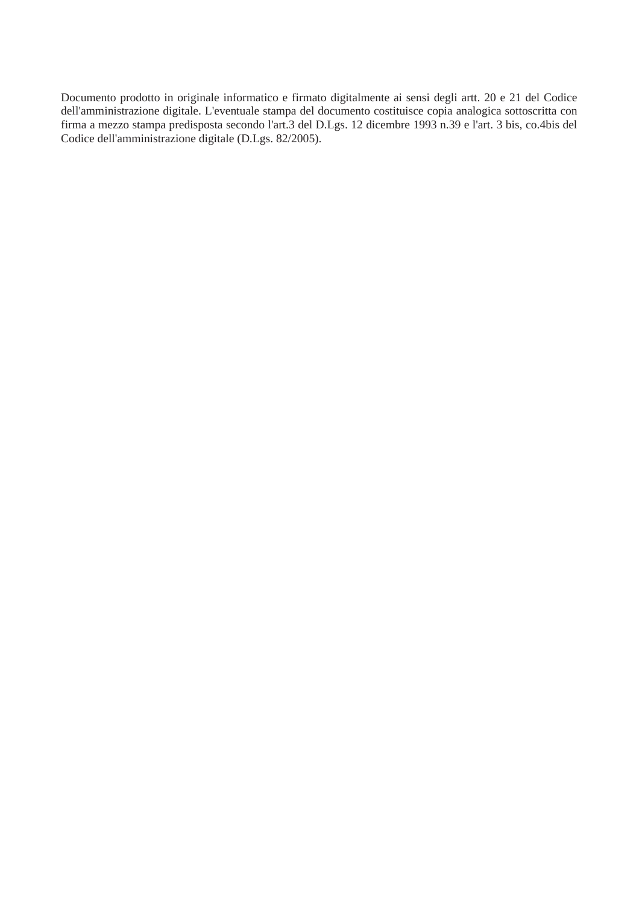Documento prodotto in originale informatico e firmato digitalmente ai sensi degli artt. 20 e 21 del Codice dell'amministrazione digitale. L'eventuale stampa del documento costituisce copia analogica sottoscritta con firma a mezzo stampa predisposta secondo l'art.3 del D.Lgs. 12 dicembre 1993 n.39 e l'art. 3 bis, co.4bis del Codice dell'amministrazione digitale (D.Lgs. 82/2005).